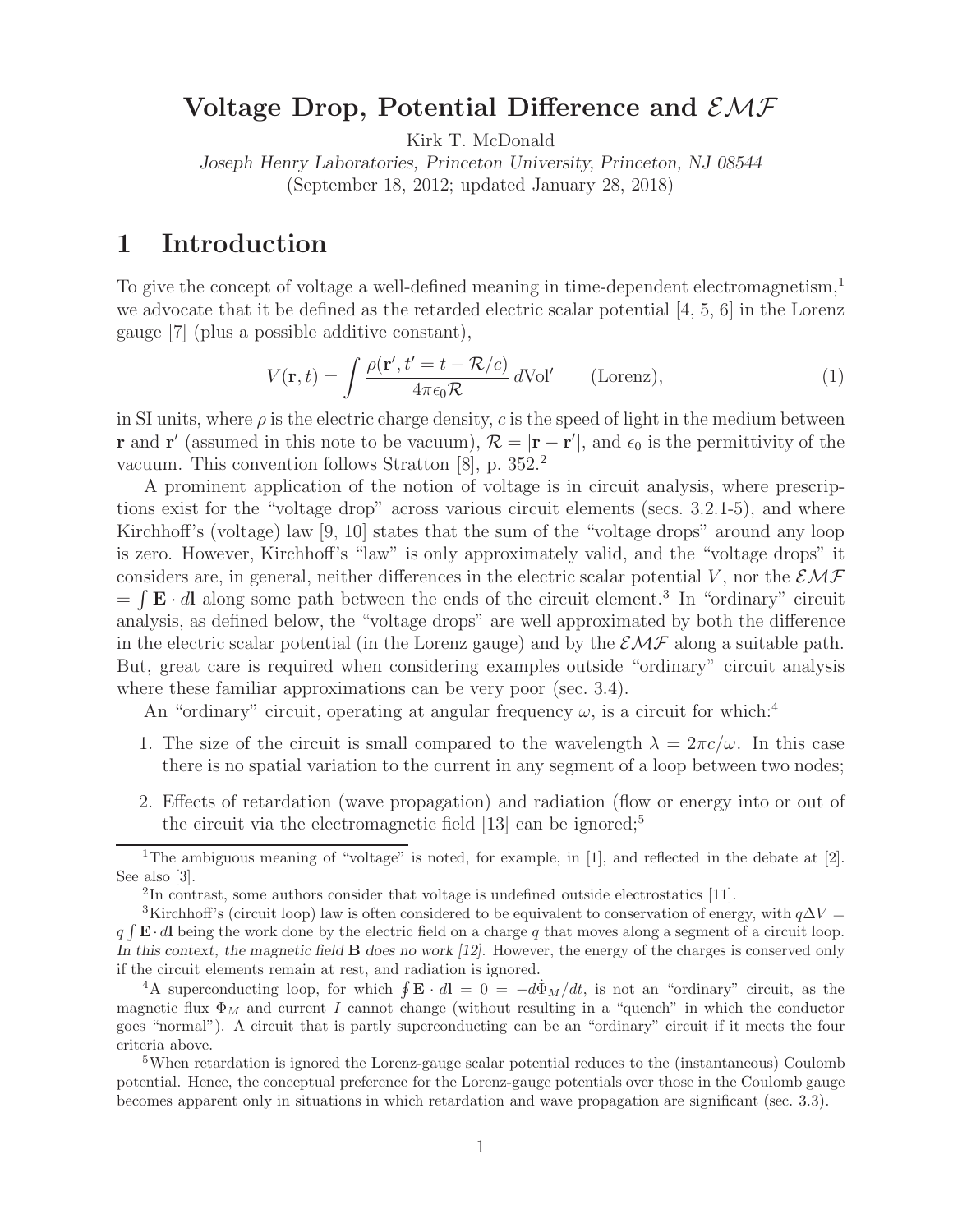# Voltage Drop, Potential Difference and $\mathcal{EMF}$

Kirk T. McDonald

*Joseph Henry Laboratories, Princeton University, Princeton, NJ 08544*

(September 18, 2012; updated January 28, 2018)

## 1 Introduction

To give the concept of voltage a well-defined meaning in time-dependent electromagnetism,[1] we advocate that it be defined as the retarded electric scalar potential [4, 5, 6] in the Lorenz gauge [7] (plus a possible additive constant),

$$V(\mathbf{r}, t) = \int \frac{\rho(\mathbf{r}', t' = t - \mathcal{R}/c)}{4\pi\epsilon_0 \mathcal{R}} \, d\text{Vol}' \qquad \text{(Lorenz)}, \tag{1}$$

in SI units, where $\rho$ is the electric charge density, $c$ is the speed of light in the medium between $\mathbf{r}$ and $\mathbf{r}'$ (assumed in this note to be vacuum), $\mathcal{R} = |\mathbf{r} - \mathbf{r}'|$, and $\epsilon_0$ is the permittivity of the vacuum. This convention follows Stratton [8], p. 352.[2]

A prominent application of the notion of voltage is in circuit analysis, where prescriptions exist for the "voltage drop" across various circuit elements (secs. 3.2.1-5), and where Kirchhoff's (voltage) law [9, 10] states that the sum of the "voltage drops" around any loop is zero. However, Kirchhoff's "law" is only approximately valid, and the "voltage drops" it considers are, in general, neither differences in the electric scalar potential $V$, nor the $\mathcal{EMF}$ $= \int \mathbf{E} \cdot d\mathbf{l}$ along some path between the ends of the circuit element.[3] In "ordinary" circuit analysis, as defined below, the "voltage drops" are well approximated by both the difference in the electric scalar potential (in the Lorenz gauge) and by the $\mathcal{EMF}$ along a suitable path. But, great care is required when considering examples outside "ordinary" circuit analysis where these familiar approximations can be very poor (sec. 3.4).

An "ordinary" circuit, operating at angular frequency $\omega$, is a circuit for which:[4]

1. The size of the circuit is small compared to the wavelength $\lambda = 2\pi c/\omega$. In this case there is no spatial variation to the current in any segment of a loop between two nodes;

2. Effects of retardation (wave propagation) and radiation (flow or energy into or out of the circuit via the electromagnetic field [13] can be ignored;[5]

---

[1] The ambiguous meaning of "voltage" is noted, for example, in [1], and reflected in the debate at [2]. See also [3].

[2] In contrast, some authors consider that voltage is undefined outside electrostatics [11].

[3] Kirchhoff's (circuit loop) law is often considered to be equivalent to conservation of energy, with $q\Delta V = q\int \mathbf{E} \cdot d\mathbf{l}$ being the work done by the electric field on a charge $q$ that moves along a segment of a circuit loop. *In this context, the magnetic field* $\mathbf{B}$ *does no work [12].* However, the energy of the charges is conserved only if the circuit elements remain at rest, and radiation is ignored.

[4] A superconducting loop, for which $\oint \mathbf{E} \cdot d\mathbf{l} = 0 = -d\Phi_M/dt$, is not an "ordinary" circuit, as the magnetic flux $\Phi_M$ and current $I$ cannot change (without resulting in a "quench" in which the conductor goes "normal"). A circuit that is partly superconducting can be an "ordinary" circuit if it meets the four criteria above.

[5] When retardation is ignored the Lorenz-gauge scalar potential reduces to the (instantaneous) Coulomb potential. Hence, the conceptual preference for the Lorenz-gauge potentials over those in the Coulomb gauge becomes apparent only in situations in which retardation and wave propagation are significant (sec. 3.3).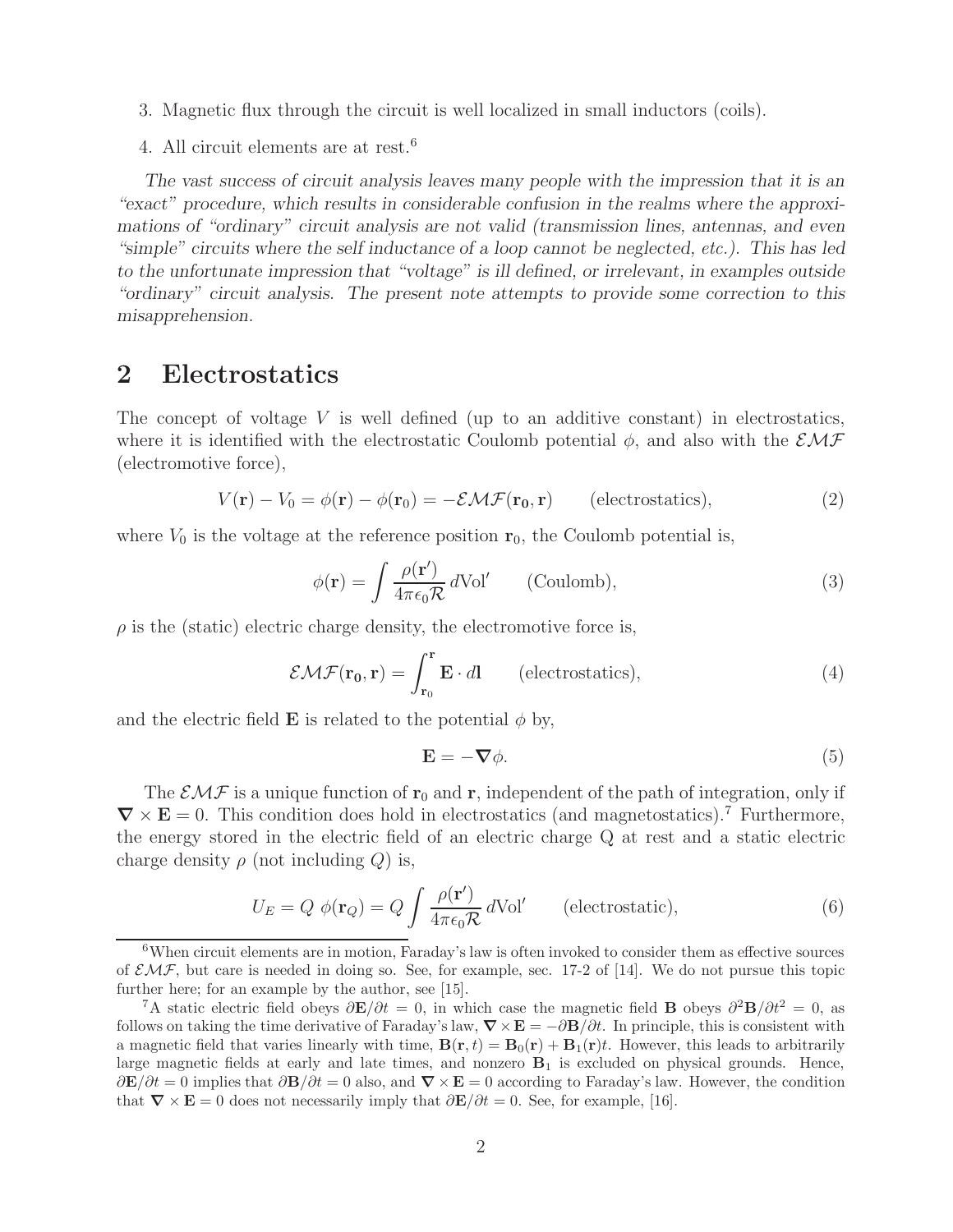3. Magnetic flux through the circuit is well localized in small inductors (coils).

4. All circuit elements are at rest.[6]

*The vast success of circuit analysis leaves many people with the impression that it is an "exact" procedure, which results in considerable confusion in the realms where the approximations of "ordinary" circuit analysis are not valid (transmission lines, antennas, and even "simple" circuits where the self inductance of a loop cannot be neglected, etc.). This has led to the unfortunate impression that "voltage" is ill defined, or irrelevant, in examples outside "ordinary" circuit analysis. The present note attempts to provide some correction to this misapprehension.*

## 2 Electrostatics

The concept of voltage $V$ is well defined (up to an additive constant) in electrostatics, where it is identified with the electrostatic Coulomb potential $\phi$, and also with the $\mathcal{EMF}$ (electromotive force),

$$V(\mathbf{r}) - V_0 = \phi(\mathbf{r}) - \phi(\mathbf{r}_0) = -\mathcal{EMF}(\mathbf{r_0}, \mathbf{r}) \qquad \text{(electrostatics)}, \tag{2}$$

where $V_0$ is the voltage at the reference position $\mathbf{r}_0$, the Coulomb potential is,

$$\phi(\mathbf{r}) = \int \frac{\rho(\mathbf{r}')}{4\pi\epsilon_0 \mathcal{R}}\, d\text{Vol}' \qquad \text{(Coulomb)}, \tag{3}$$

$\rho$ is the (static) electric charge density, the electromotive force is,

$$\mathcal{EMF}(\mathbf{r_0}, \mathbf{r}) = \int_{\mathbf{r}_0}^{\mathbf{r}} \mathbf{E} \cdot d\mathbf{l} \qquad \text{(electrostatics)}, \tag{4}$$

and the electric field $\mathbf{E}$ is related to the potential $\phi$ by,

$$\mathbf{E} = -\boldsymbol{\nabla}\phi. \tag{5}$$

The $\mathcal{EMF}$ is a unique function of $\mathbf{r}_0$ and $\mathbf{r}$, independent of the path of integration, only if $\boldsymbol{\nabla} \times \mathbf{E} = 0$. This condition does hold in electrostatics (and magnetostatics).[7] Furthermore, the energy stored in the electric field of an electric charge Q at rest and a static electric charge density $\rho$ (not including $Q$) is,

$$U_E = Q\ \phi(\mathbf{r}_Q) = Q \int \frac{\rho(\mathbf{r}')}{4\pi\epsilon_0 \mathcal{R}}\, d\text{Vol}' \qquad \text{(electrostatic)}, \tag{6}$$

---

[6] When circuit elements are in motion, Faraday's law is often invoked to consider them as effective sources of $\mathcal{EMF}$, but care is needed in doing so. See, for example, sec. 17-2 of [14]. We do not pursue this topic further here; for an example by the author, see [15].

[7] A static electric field obeys $\partial\mathbf{E}/\partial t = 0$, in which case the magnetic field $\mathbf{B}$ obeys $\partial^2\mathbf{B}/\partial t^2 = 0$, as follows on taking the time derivative of Faraday's law, $\boldsymbol{\nabla} \times \mathbf{E} = -\partial\mathbf{B}/\partial t$. In principle, this is consistent with a magnetic field that varies linearly with time, $\mathbf{B}(\mathbf{r}, t) = \mathbf{B}_0(\mathbf{r}) + \mathbf{B}_1(\mathbf{r})t$. However, this leads to arbitrarily large magnetic fields at early and late times, and nonzero $\mathbf{B}_1$ is excluded on physical grounds. Hence, $\partial\mathbf{E}/\partial t = 0$ implies that $\partial\mathbf{B}/\partial t = 0$ also, and $\boldsymbol{\nabla} \times \mathbf{E} = 0$ according to Faraday's law. However, the condition that $\boldsymbol{\nabla} \times \mathbf{E} = 0$ does not necessarily imply that $\partial\mathbf{E}/\partial t = 0$. See, for example, [16].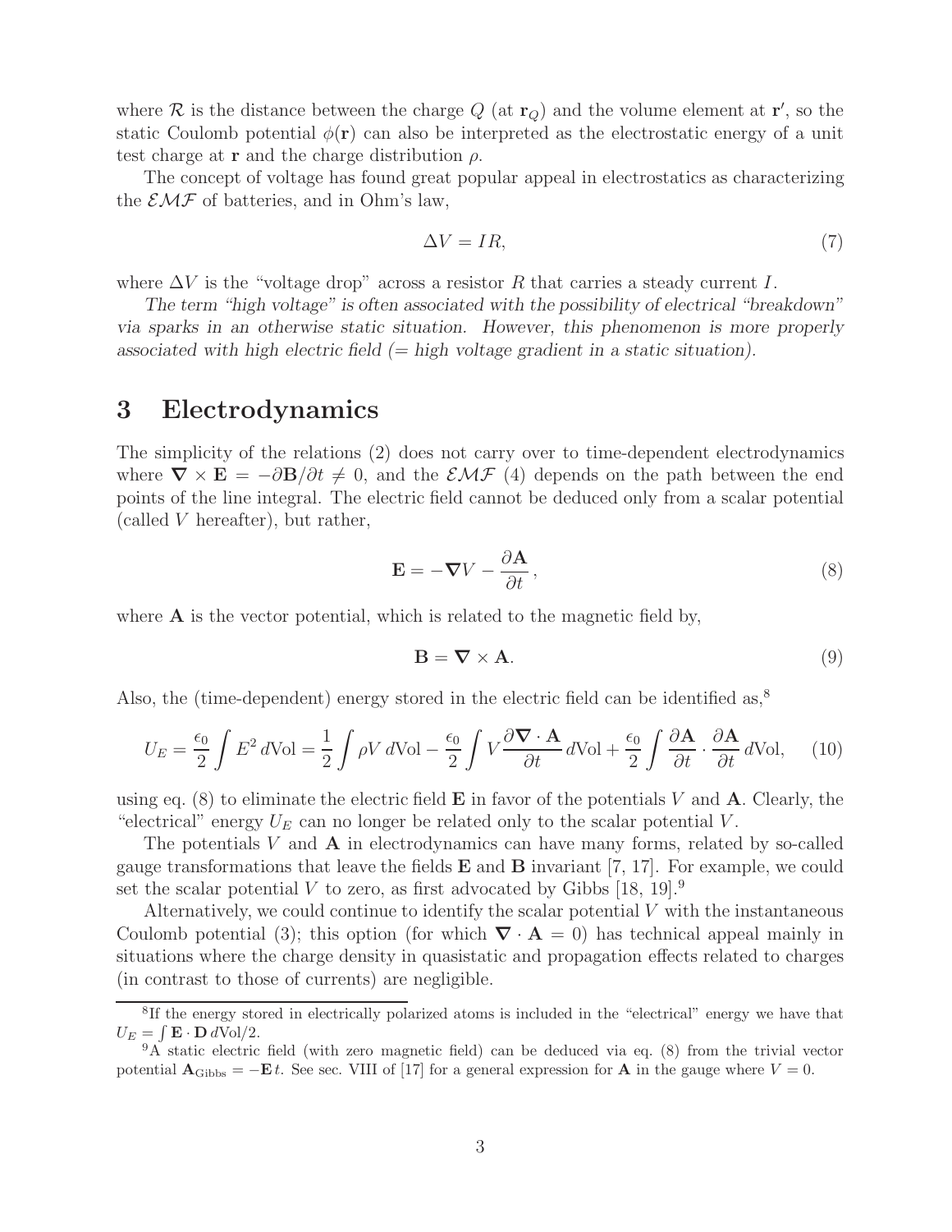where $\mathcal{R}$ is the distance between the charge $Q$ (at $\mathbf{r}_Q$) and the volume element at $\mathbf{r}'$, so the static Coulomb potential $\phi(\mathbf{r})$ can also be interpreted as the electrostatic energy of a unit test charge at $\mathbf{r}$ and the charge distribution $\rho$.

The concept of voltage has found great popular appeal in electrostatics as characterizing the $\mathcal{EMF}$ of batteries, and in Ohm's law,

$$\Delta V = IR, \tag{7}$$

where $\Delta V$ is the "voltage drop" across a resistor $R$ that carries a steady current $I$.

*The term "high voltage" is often associated with the possibility of electrical "breakdown" via sparks in an otherwise static situation. However, this phenomenon is more properly associated with high electric field (= high voltage gradient in a static situation).*

# 3 Electrodynamics

The simplicity of the relations (2) does not carry over to time-dependent electrodynamics where $\boldsymbol{\nabla} \times \mathbf{E} = -\partial \mathbf{B}/\partial t \neq 0$, and the $\mathcal{EMF}$ (4) depends on the path between the end points of the line integral. The electric field cannot be deduced only from a scalar potential (called $V$ hereafter), but rather,

$$\mathbf{E} = -\boldsymbol{\nabla} V - \frac{\partial \mathbf{A}}{\partial t}, \tag{8}$$

where $\mathbf{A}$ is the vector potential, which is related to the magnetic field by,

$$\mathbf{B} = \boldsymbol{\nabla} \times \mathbf{A}. \tag{9}$$

Also, the (time-dependent) energy stored in the electric field can be identified as,[8]

$$U_E = \frac{\epsilon_0}{2} \int E^2 \, d\text{Vol} = \frac{1}{2} \int \rho V \, d\text{Vol} - \frac{\epsilon_0}{2} \int V \frac{\partial \boldsymbol{\nabla} \cdot \mathbf{A}}{\partial t} \, d\text{Vol} + \frac{\epsilon_0}{2} \int \frac{\partial \mathbf{A}}{\partial t} \cdot \frac{\partial \mathbf{A}}{\partial t} \, d\text{Vol}, \tag{10}$$

using eq. (8) to eliminate the electric field $\mathbf{E}$ in favor of the potentials $V$ and $\mathbf{A}$. Clearly, the "electrical" energy $U_E$ can no longer be related only to the scalar potential $V$.

The potentials $V$ and $\mathbf{A}$ in electrodynamics can have many forms, related by so-called gauge transformations that leave the fields $\mathbf{E}$ and $\mathbf{B}$ invariant [7, 17]. For example, we could set the scalar potential $V$ to zero, as first advocated by Gibbs [18, 19].[9]

Alternatively, we could continue to identify the scalar potential $V$ with the instantaneous Coulomb potential (3); this option (for which $\boldsymbol{\nabla} \cdot \mathbf{A} = 0$) has technical appeal mainly in situations where the charge density in quasistatic and propagation effects related to charges (in contrast to those of currents) are negligible.

---

[8] If the energy stored in electrically polarized atoms is included in the "electrical" energy we have that $U_E = \int \mathbf{E} \cdot \mathbf{D} \, d\text{Vol}/2$.

[9] A static electric field (with zero magnetic field) can be deduced via eq. (8) from the trivial vector potential $\mathbf{A}_{\text{Gibbs}} = -\mathbf{E}\,t$. See sec. VIII of [17] for a general expression for $\mathbf{A}$ in the gauge where $V = 0$.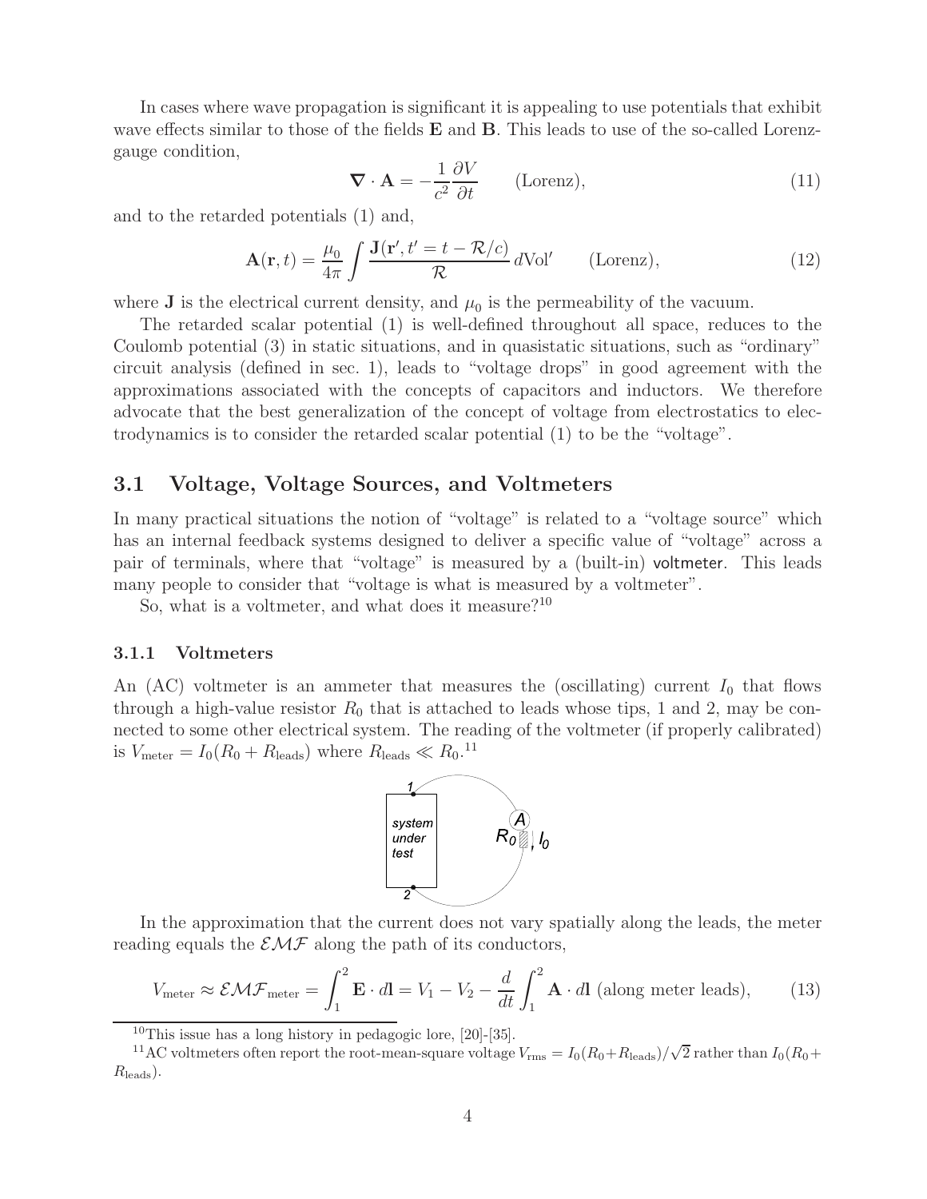In cases where wave propagation is significant it is appealing to use potentials that exhibit wave effects similar to those of the fields $\mathbf{E}$ and $\mathbf{B}$. This leads to use of the so-called Lorenz-gauge condition,

$$\boldsymbol{\nabla} \cdot \mathbf{A} = -\frac{1}{c^2}\frac{\partial V}{\partial t} \qquad \text{(Lorenz)}, \tag{11}$$

and to the retarded potentials (1) and,

$$\mathbf{A}(\mathbf{r}, t) = \frac{\mu_0}{4\pi}\int \frac{\mathbf{J}(\mathbf{r}', t' = t - \mathcal{R}/c)}{\mathcal{R}}\, d\text{Vol}' \qquad \text{(Lorenz)}, \tag{12}$$

where $\mathbf{J}$ is the electrical current density, and $\mu_0$ is the permeability of the vacuum.

The retarded scalar potential (1) is well-defined throughout all space, reduces to the Coulomb potential (3) in static situations, and in quasistatic situations, such as "ordinary" circuit analysis (defined in sec. 1), leads to "voltage drops" in good agreement with the approximations associated with the concepts of capacitors and inductors. We therefore advocate that the best generalization of the concept of voltage from electrostatics to electrodynamics is to consider the retarded scalar potential (1) to be the "voltage".

## 3.1 Voltage, Voltage Sources, and Voltmeters

In many practical situations the notion of "voltage" is related to a "voltage source" which has an internal feedback systems designed to deliver a specific value of "voltage" across a pair of terminals, where that "voltage" is measured by a (built-in) voltmeter. This leads many people to consider that "voltage is what is measured by a voltmeter".

So, what is a voltmeter, and what does it measure?[10]

### 3.1.1 Voltmeters

An (AC) voltmeter is an ammeter that measures the (oscillating) current $I_0$ that flows through a high-value resistor $R_0$ that is attached to leads whose tips, 1 and 2, may be connected to some other electrical system. The reading of the voltmeter (if properly calibrated) is $V_{\text{meter}} = I_0(R_0 + R_{\text{leads}})$ where $R_{\text{leads}} \ll R_0$.[11]

In the approximation that the current does not vary spatially along the leads, the meter reading equals the $\mathcal{EMF}$ along the path of its conductors,

$$V_{\text{meter}} \approx \mathcal{EMF}_{\text{meter}} = \int_1^2 \mathbf{E} \cdot d\mathbf{l} = V_1 - V_2 - \frac{d}{dt}\int_1^2 \mathbf{A} \cdot d\mathbf{l} \text{ (along meter leads)}, \tag{13}$$

[10]This issue has a long history in pedagogic lore, [20]-[35].

[11]AC voltmeters often report the root-mean-square voltage $V_{\text{rms}} = I_0(R_0+R_{\text{leads}})/\sqrt{2}$ rather than $I_0(R_0+R_{\text{leads}})$.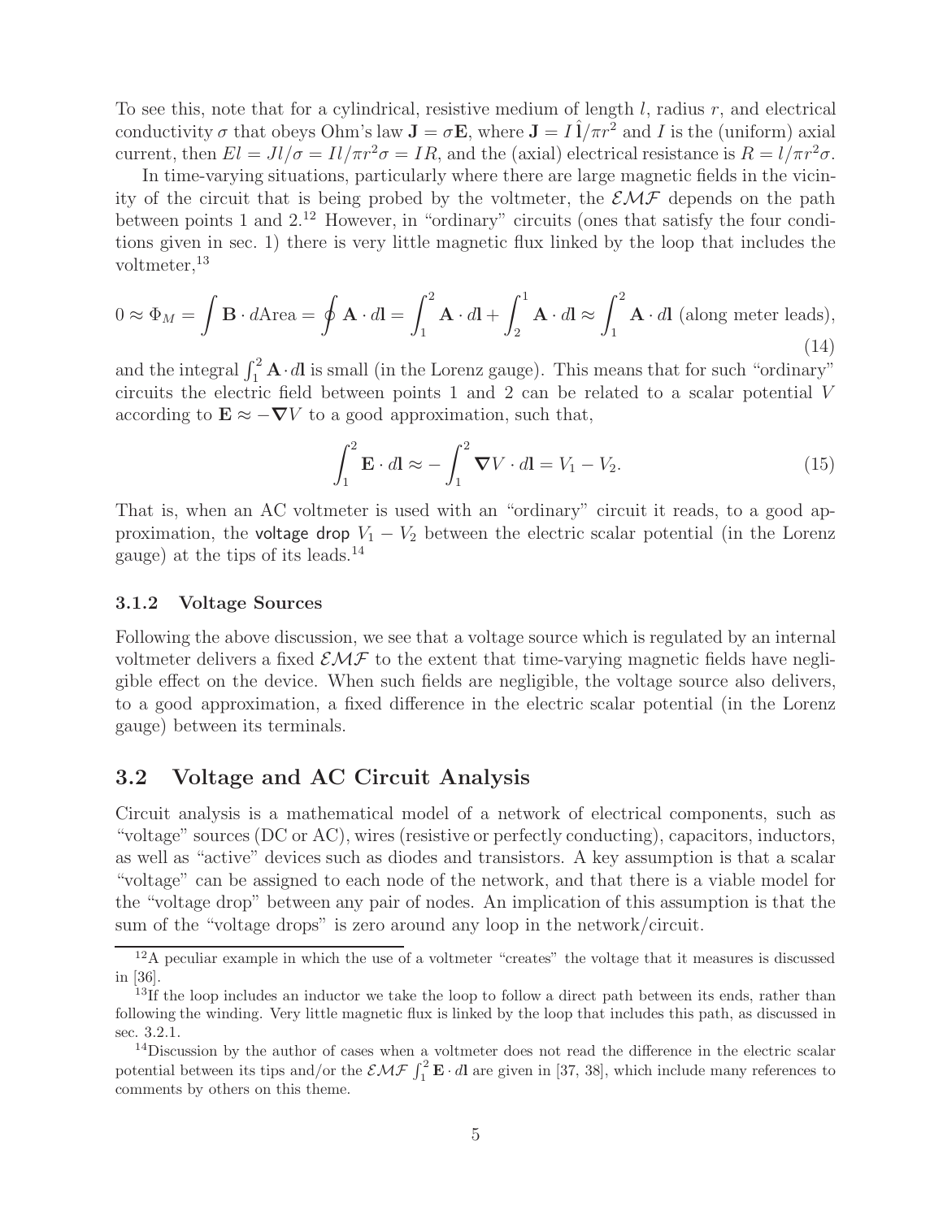To see this, note that for a cylindrical, resistive medium of length $l$, radius $r$, and electrical conductivity $\sigma$ that obeys Ohm's law $\mathbf{J} = \sigma\mathbf{E}$, where $\mathbf{J} = I\,\hat{\mathbf{l}}/\pi r^2$ and $I$ is the (uniform) axial current, then $El = Jl/\sigma = Il/\pi r^2\sigma = IR$, and the (axial) electrical resistance is $R = l/\pi r^2\sigma$.

In time-varying situations, particularly where there are large magnetic fields in the vicinity of the circuit that is being probed by the voltmeter, the $\mathcal{EMF}$ depends on the path between points 1 and 2.[12] However, in "ordinary" circuits (ones that satisfy the four conditions given in sec. 1) there is very little magnetic flux linked by the loop that includes the voltmeter,[13]

$$0 \approx \Phi_M = \int \mathbf{B}\cdot d\text{Area} = \oint \mathbf{A}\cdot d\mathbf{l} = \int_1^2 \mathbf{A}\cdot d\mathbf{l} + \int_2^1 \mathbf{A}\cdot d\mathbf{l} \approx \int_1^2 \mathbf{A}\cdot d\mathbf{l} \text{ (along meter leads)}, \tag{14}$$

and the integral $\int_1^2 \mathbf{A}\cdot d\mathbf{l}$ is small (in the Lorenz gauge). This means that for such "ordinary" circuits the electric field between points 1 and 2 can be related to a scalar potential $V$ according to $\mathbf{E} \approx -\boldsymbol{\nabla} V$ to a good approximation, such that,

$$\int_1^2 \mathbf{E}\cdot d\mathbf{l} \approx -\int_1^2 \boldsymbol{\nabla} V\cdot d\mathbf{l} = V_1 - V_2. \tag{15}$$

That is, when an AC voltmeter is used with an "ordinary" circuit it reads, to a good approximation, the voltage drop $V_1 - V_2$ between the electric scalar potential (in the Lorenz gauge) at the tips of its leads.[14]

#### 3.1.2 Voltage Sources

Following the above discussion, we see that a voltage source which is regulated by an internal voltmeter delivers a fixed $\mathcal{EMF}$ to the extent that time-varying magnetic fields have negligible effect on the device. When such fields are negligible, the voltage source also delivers, to a good approximation, a fixed difference in the electric scalar potential (in the Lorenz gauge) between its terminals.

### 3.2 Voltage and AC Circuit Analysis

Circuit analysis is a mathematical model of a network of electrical components, such as "voltage" sources (DC or AC), wires (resistive or perfectly conducting), capacitors, inductors, as well as "active" devices such as diodes and transistors. A key assumption is that a scalar "voltage" can be assigned to each node of the network, and that there is a viable model for the "voltage drop" between any pair of nodes. An implication of this assumption is that the sum of the "voltage drops" is zero around any loop in the network/circuit.

---

[12] A peculiar example in which the use of a voltmeter "creates" the voltage that it measures is discussed in [36].

[13] If the loop includes an inductor we take the loop to follow a direct path between its ends, rather than following the winding. Very little magnetic flux is linked by the loop that includes this path, as discussed in sec. 3.2.1.

[14] Discussion by the author of cases when a voltmeter does not read the difference in the electric scalar potential between its tips and/or the $\mathcal{EMF}$ $\int_1^2 \mathbf{E}\cdot d\mathbf{l}$ are given in [37, 38], which include many references to comments by others on this theme.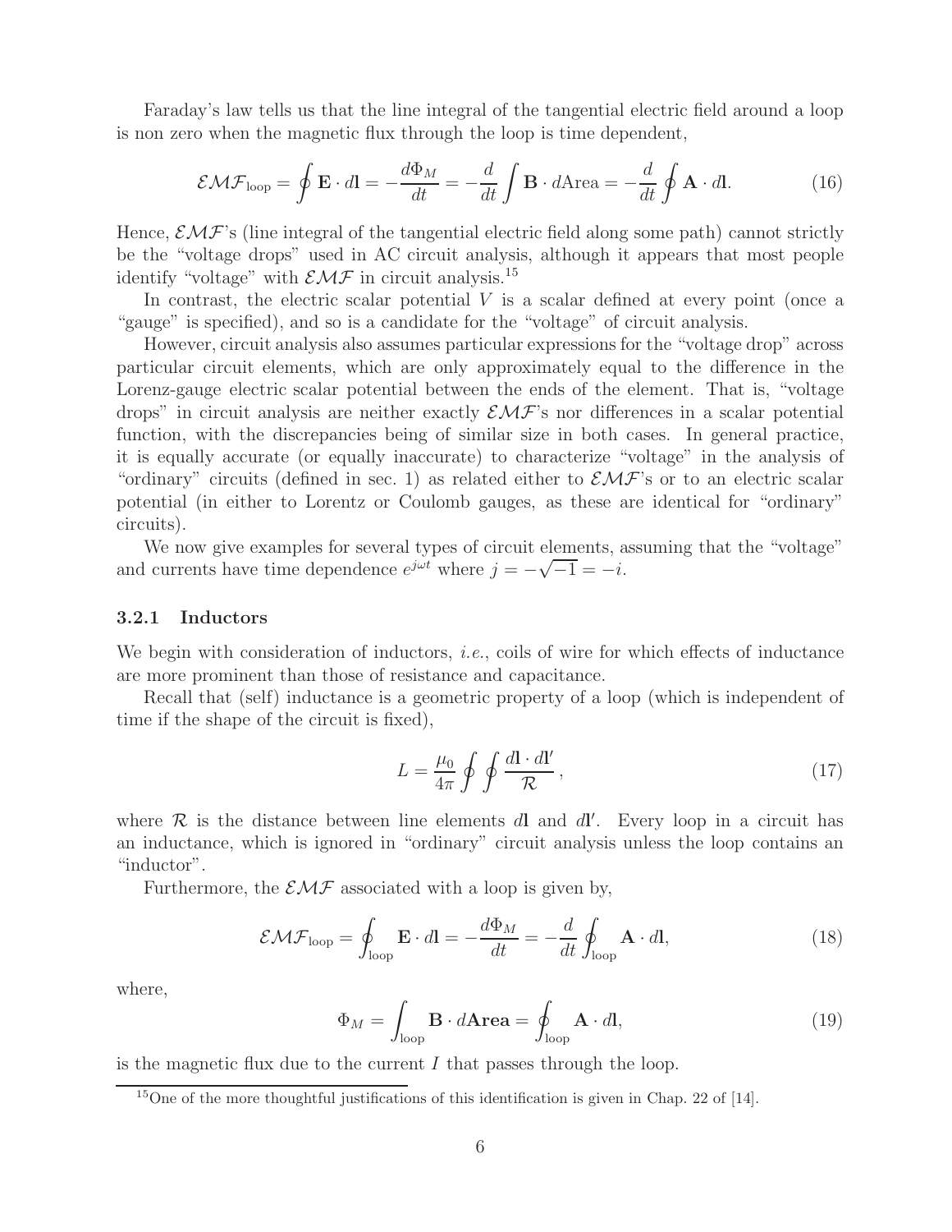Faraday's law tells us that the line integral of the tangential electric field around a loop is non zero when the magnetic flux through the loop is time dependent,

$$\mathcal{EMF}_{\rm loop} = \oint \mathbf{E} \cdot d\mathbf{l} = -\frac{d\Phi_M}{dt} = -\frac{d}{dt} \int \mathbf{B} \cdot d\text{Area} = -\frac{d}{dt} \oint \mathbf{A} \cdot d\mathbf{l}. \tag{16}$$

Hence, $\mathcal{EMF}$'s (line integral of the tangential electric field along some path) cannot strictly be the "voltage drops" used in AC circuit analysis, although it appears that most people identify "voltage" with $\mathcal{EMF}$ in circuit analysis.[15]

In contrast, the electric scalar potential $V$ is a scalar defined at every point (once a "gauge" is specified), and so is a candidate for the "voltage" of circuit analysis.

However, circuit analysis also assumes particular expressions for the "voltage drop" across particular circuit elements, which are only approximately equal to the difference in the Lorenz-gauge electric scalar potential between the ends of the element. That is, "voltage drops" in circuit analysis are neither exactly $\mathcal{EMF}$'s nor differences in a scalar potential function, with the discrepancies being of similar size in both cases. In general practice, it is equally accurate (or equally inaccurate) to characterize "voltage" in the analysis of "ordinary" circuits (defined in sec. 1) as related either to $\mathcal{EMF}$'s or to an electric scalar potential (in either to Lorentz or Coulomb gauges, as these are identical for "ordinary" circuits).

We now give examples for several types of circuit elements, assuming that the "voltage" and currents have time dependence $e^{j\omega t}$ where $j = -\sqrt{-1} = -i$.

### 3.2.1 Inductors

We begin with consideration of inductors, *i.e.*, coils of wire for which effects of inductance are more prominent than those of resistance and capacitance.

Recall that (self) inductance is a geometric property of a loop (which is independent of time if the shape of the circuit is fixed),

$$L = \frac{\mu_0}{4\pi} \oint \oint \frac{d\mathbf{l} \cdot d\mathbf{l}'}{\mathcal{R}}\,, \tag{17}$$

where $\mathcal{R}$ is the distance between line elements $d\mathbf{l}$ and $d\mathbf{l}'$. Every loop in a circuit has an inductance, which is ignored in "ordinary" circuit analysis unless the loop contains an "inductor".

Furthermore, the $\mathcal{EMF}$ associated with a loop is given by,

$$\mathcal{EMF}_{\rm loop} = \oint_{\rm loop} \mathbf{E} \cdot d\mathbf{l} = -\frac{d\Phi_M}{dt} = -\frac{d}{dt} \oint_{\rm loop} \mathbf{A} \cdot d\mathbf{l}, \tag{18}$$

where,

$$\Phi_M = \int_{\rm loop} \mathbf{B} \cdot d\mathbf{Area} = \oint_{\rm loop} \mathbf{A} \cdot d\mathbf{l}, \tag{19}$$

is the magnetic flux due to the current $I$ that passes through the loop.

[15] One of the more thoughtful justifications of this identification is given in Chap. 22 of [14].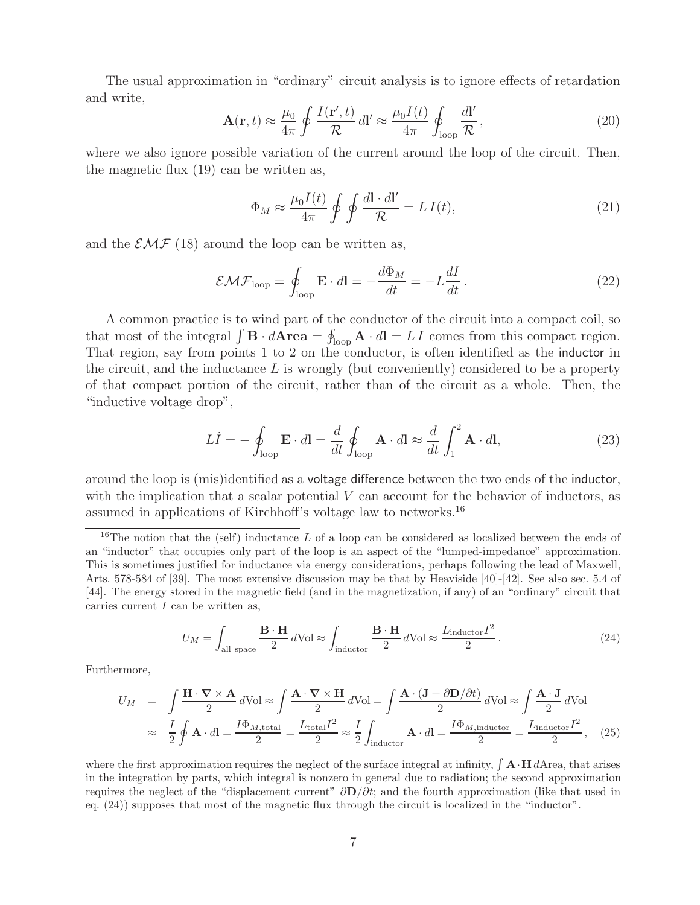The usual approximation in "ordinary" circuit analysis is to ignore effects of retardation and write,

$$\mathbf{A}(\mathbf{r},t) \approx \frac{\mu_0}{4\pi}\oint \frac{I(\mathbf{r}',t)}{\mathcal{R}}\,d\mathbf{l}' \approx \frac{\mu_0 I(t)}{4\pi}\oint_{\rm loop}\frac{d\mathbf{l}'}{\mathcal{R}}\,, \tag{20}$$

where we also ignore possible variation of the current around the loop of the circuit. Then, the magnetic flux (19) can be written as,

$$\Phi_M \approx \frac{\mu_0 I(t)}{4\pi}\oint\oint\frac{d\mathbf{l}\cdot d\mathbf{l}'}{\mathcal{R}} = L\,I(t), \tag{21}$$

and the $\mathcal{EMF}$ (18) around the loop can be written as,

$$\mathcal{EMF}_{\rm loop} = \oint_{\rm loop}\mathbf{E}\cdot d\mathbf{l} = -\frac{d\Phi_M}{dt} = -L\frac{dI}{dt}\,. \tag{22}$$

A common practice is to wind part of the conductor of the circuit into a compact coil, so that most of the integral $\int \mathbf{B}\cdot d\mathbf{Area} = \oint_{\rm loop}\mathbf{A}\cdot d\mathbf{l} = L\,I$ comes from this compact region. That region, say from points 1 to 2 on the conductor, is often identified as the inductor in the circuit, and the inductance $L$ is wrongly (but conveniently) considered to be a property of that compact portion of the circuit, rather than of the circuit as a whole. Then, the "inductive voltage drop",

$$L\dot{I} = -\oint_{\rm loop}\mathbf{E}\cdot d\mathbf{l} = \frac{d}{dt}\oint_{\rm loop}\mathbf{A}\cdot d\mathbf{l} \approx \frac{d}{dt}\int_1^2 \mathbf{A}\cdot d\mathbf{l}, \tag{23}$$

around the loop is (mis)identified as a voltage difference between the two ends of the inductor, with the implication that a scalar potential $V$ can account for the behavior of inductors, as assumed in applications of Kirchhoff's voltage law to networks.[16]

[16]The notion that the (self) inductance $L$ of a loop can be considered as localized between the ends of an "inductor" that occupies only part of the loop is an aspect of the "lumped-impedance" approximation. This is sometimes justified for inductance via energy considerations, perhaps following the lead of Maxwell, Arts. 578-584 of [39]. The most extensive discussion may be that by Heaviside [40]-[42]. See also sec. 5.4 of [44]. The energy stored in the magnetic field (and in the magnetization, if any) of an "ordinary" circuit that carries current $I$ can be written as,

$$U_M = \int_{\rm all\ space}\frac{\mathbf{B}\cdot\mathbf{H}}{2}\,d{\rm Vol} \approx \int_{\rm inductor}\frac{\mathbf{B}\cdot\mathbf{H}}{2}\,d{\rm Vol} \approx \frac{L_{\rm inductor}I^2}{2}\,. \tag{24}$$

Furthermore,

$$\begin{aligned} U_M &= \int\frac{\mathbf{H}\cdot\boldsymbol{\nabla}\times\mathbf{A}}{2}\,d{\rm Vol} \approx \int\frac{\mathbf{A}\cdot\boldsymbol{\nabla}\times\mathbf{H}}{2}\,d{\rm Vol} = \int\frac{\mathbf{A}\cdot(\mathbf{J}+\partial\mathbf{D}/\partial t)}{2}\,d{\rm Vol} \approx \int\frac{\mathbf{A}\cdot\mathbf{J}}{2}\,d{\rm Vol} \\ &\approx \frac{I}{2}\oint\mathbf{A}\cdot d\mathbf{l} = \frac{I\Phi_{M,{\rm total}}}{2} = \frac{L_{\rm total}I^2}{2} \approx \frac{I}{2}\int_{\rm inductor}\mathbf{A}\cdot d\mathbf{l} = \frac{I\Phi_{M,{\rm inductor}}}{2} = \frac{L_{\rm inductor}I^2}{2}\,, \end{aligned} \tag{25}$$

where the first approximation requires the neglect of the surface integral at infinity, $\int \mathbf{A}\cdot\mathbf{H}\,d{\rm Area}$, that arises in the integration by parts, which integral is nonzero in general due to radiation; the second approximation requires the neglect of the "displacement current" $\partial\mathbf{D}/\partial t$; and the fourth approximation (like that used in eq. (24)) supposes that most of the magnetic flux through the circuit is localized in the "inductor".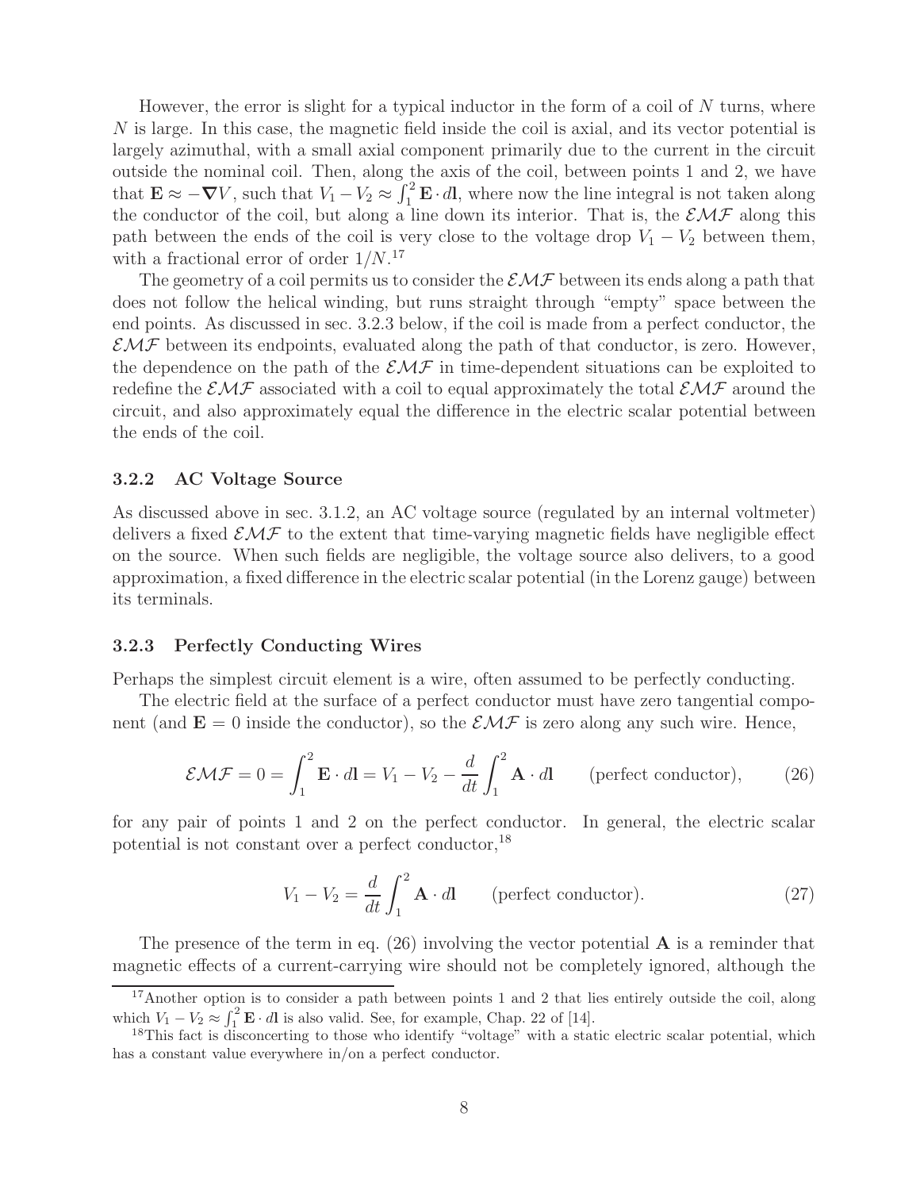However, the error is slight for a typical inductor in the form of a coil of $N$ turns, where $N$ is large. In this case, the magnetic field inside the coil is axial, and its vector potential is largely azimuthal, with a small axial component primarily due to the current in the circuit outside the nominal coil. Then, along the axis of the coil, between points 1 and 2, we have that $\mathbf{E} \approx -\boldsymbol{\nabla} V$, such that $V_1 - V_2 \approx \int_1^2 \mathbf{E} \cdot d\mathbf{l}$, where now the line integral is not taken along the conductor of the coil, but along a line down its interior. That is, the $\mathcal{EMF}$ along this path between the ends of the coil is very close to the voltage drop $V_1 - V_2$ between them, with a fractional error of order $1/N$.[17]

The geometry of a coil permits us to consider the $\mathcal{EMF}$ between its ends along a path that does not follow the helical winding, but runs straight through "empty" space between the end points. As discussed in sec. 3.2.3 below, if the coil is made from a perfect conductor, the $\mathcal{EMF}$ between its endpoints, evaluated along the path of that conductor, is zero. However, the dependence on the path of the $\mathcal{EMF}$ in time-dependent situations can be exploited to redefine the $\mathcal{EMF}$ associated with a coil to equal approximately the total $\mathcal{EMF}$ around the circuit, and also approximately equal the difference in the electric scalar potential between the ends of the coil.

### 3.2.2 AC Voltage Source

As discussed above in sec. 3.1.2, an AC voltage source (regulated by an internal voltmeter) delivers a fixed $\mathcal{EMF}$ to the extent that time-varying magnetic fields have negligible effect on the source. When such fields are negligible, the voltage source also delivers, to a good approximation, a fixed difference in the electric scalar potential (in the Lorenz gauge) between its terminals.

### 3.2.3 Perfectly Conducting Wires

Perhaps the simplest circuit element is a wire, often assumed to be perfectly conducting.

The electric field at the surface of a perfect conductor must have zero tangential component (and $\mathbf{E} = 0$ inside the conductor), so the $\mathcal{EMF}$ is zero along any such wire. Hence,

$$\mathcal{EMF} = 0 = \int_1^2 \mathbf{E} \cdot d\mathbf{l} = V_1 - V_2 - \frac{d}{dt} \int_1^2 \mathbf{A} \cdot d\mathbf{l} \qquad \text{(perfect conductor)}, \tag{26}$$

for any pair of points 1 and 2 on the perfect conductor. In general, the electric scalar potential is not constant over a perfect conductor,[18]

$$V_1 - V_2 = \frac{d}{dt} \int_1^2 \mathbf{A} \cdot d\mathbf{l} \qquad \text{(perfect conductor)}. \tag{27}$$

The presence of the term in eq. (26) involving the vector potential $\mathbf{A}$ is a reminder that magnetic effects of a current-carrying wire should not be completely ignored, although the

[17] Another option is to consider a path between points 1 and 2 that lies entirely outside the coil, along which $V_1 - V_2 \approx \int_1^2 \mathbf{E} \cdot d\mathbf{l}$ is also valid. See, for example, Chap. 22 of [14].

[18] This fact is disconcerting to those who identify "voltage" with a static electric scalar potential, which has a constant value everywhere in/on a perfect conductor.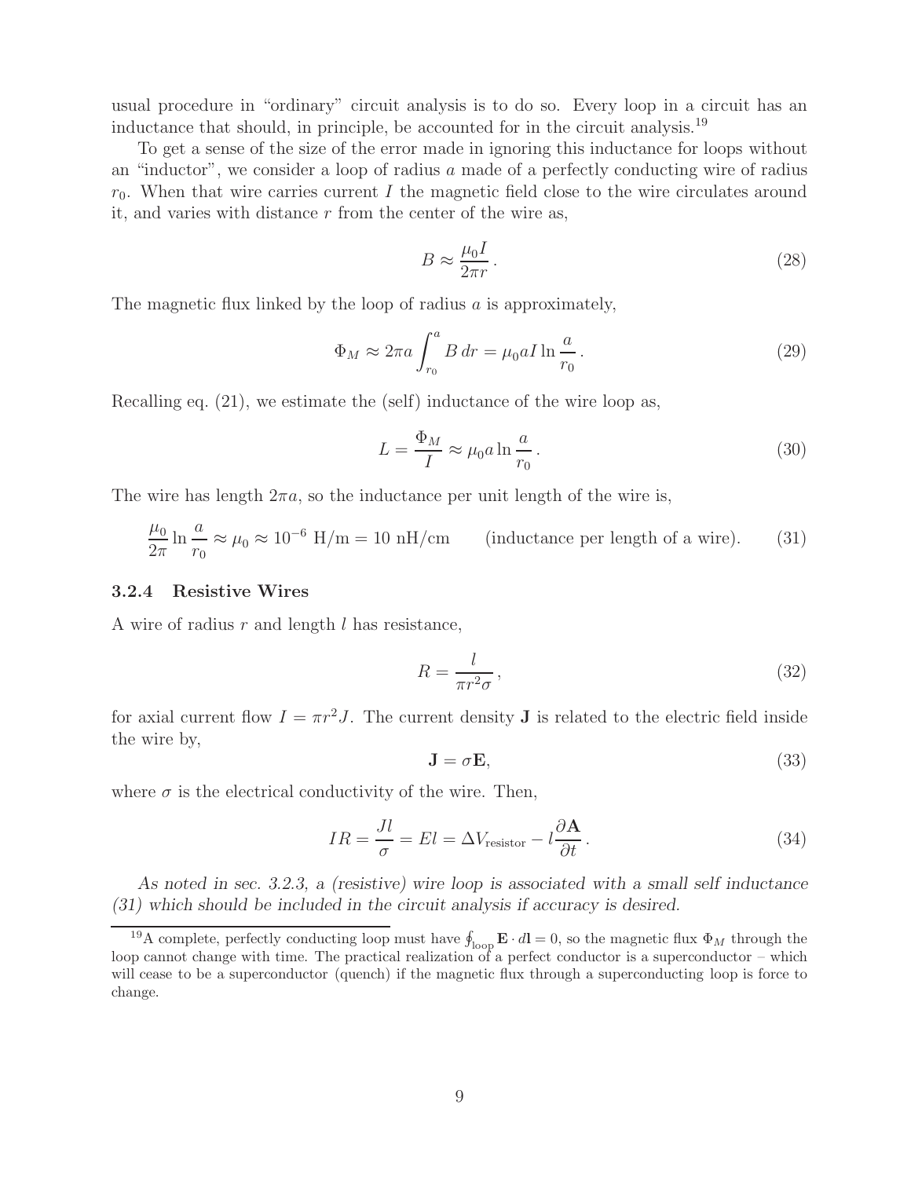usual procedure in "ordinary" circuit analysis is to do so. Every loop in a circuit has an inductance that should, in principle, be accounted for in the circuit analysis.[19]

To get a sense of the size of the error made in ignoring this inductance for loops without an "inductor", we consider a loop of radius $a$ made of a perfectly conducting wire of radius $r_0$. When that wire carries current $I$ the magnetic field close to the wire circulates around it, and varies with distance $r$ from the center of the wire as,

$$B \approx \frac{\mu_0 I}{2\pi r}. \tag{28}$$

The magnetic flux linked by the loop of radius $a$ is approximately,

$$\Phi_M \approx 2\pi a \int_{r_0}^{a} B\, dr = \mu_0 a I \ln \frac{a}{r_0}. \tag{29}$$

Recalling eq. (21), we estimate the (self) inductance of the wire loop as,

$$L = \frac{\Phi_M}{I} \approx \mu_0 a \ln \frac{a}{r_0}. \tag{30}$$

The wire has length $2\pi a$, so the inductance per unit length of the wire is,

$$\frac{\mu_0}{2\pi} \ln \frac{a}{r_0} \approx \mu_0 \approx 10^{-6} \text{ H/m} = 10 \text{ nH/cm} \qquad \text{(inductance per length of a wire).} \tag{31}$$

### 3.2.4 Resistive Wires

A wire of radius $r$ and length $l$ has resistance,

$$R = \frac{l}{\pi r^2 \sigma}, \tag{32}$$

for axial current flow $I = \pi r^2 J$. The current density $\mathbf{J}$ is related to the electric field inside the wire by,

$$\mathbf{J} = \sigma \mathbf{E}, \tag{33}$$

where $\sigma$ is the electrical conductivity of the wire. Then,

$$IR = \frac{Jl}{\sigma} = El = \Delta V_{\text{resistor}} - l \frac{\partial \mathbf{A}}{\partial t}. \tag{34}$$

*As noted in sec. 3.2.3, a (resistive) wire loop is associated with a small self inductance (31) which should be included in the circuit analysis if accuracy is desired.*

[19] A complete, perfectly conducting loop must have $\oint_{\text{loop}} \mathbf{E} \cdot d\mathbf{l} = 0$, so the magnetic flux $\Phi_M$ through the loop cannot change with time. The practical realization of a perfect conductor is a superconductor – which will cease to be a superconductor (quench) if the magnetic flux through a superconducting loop is force to change.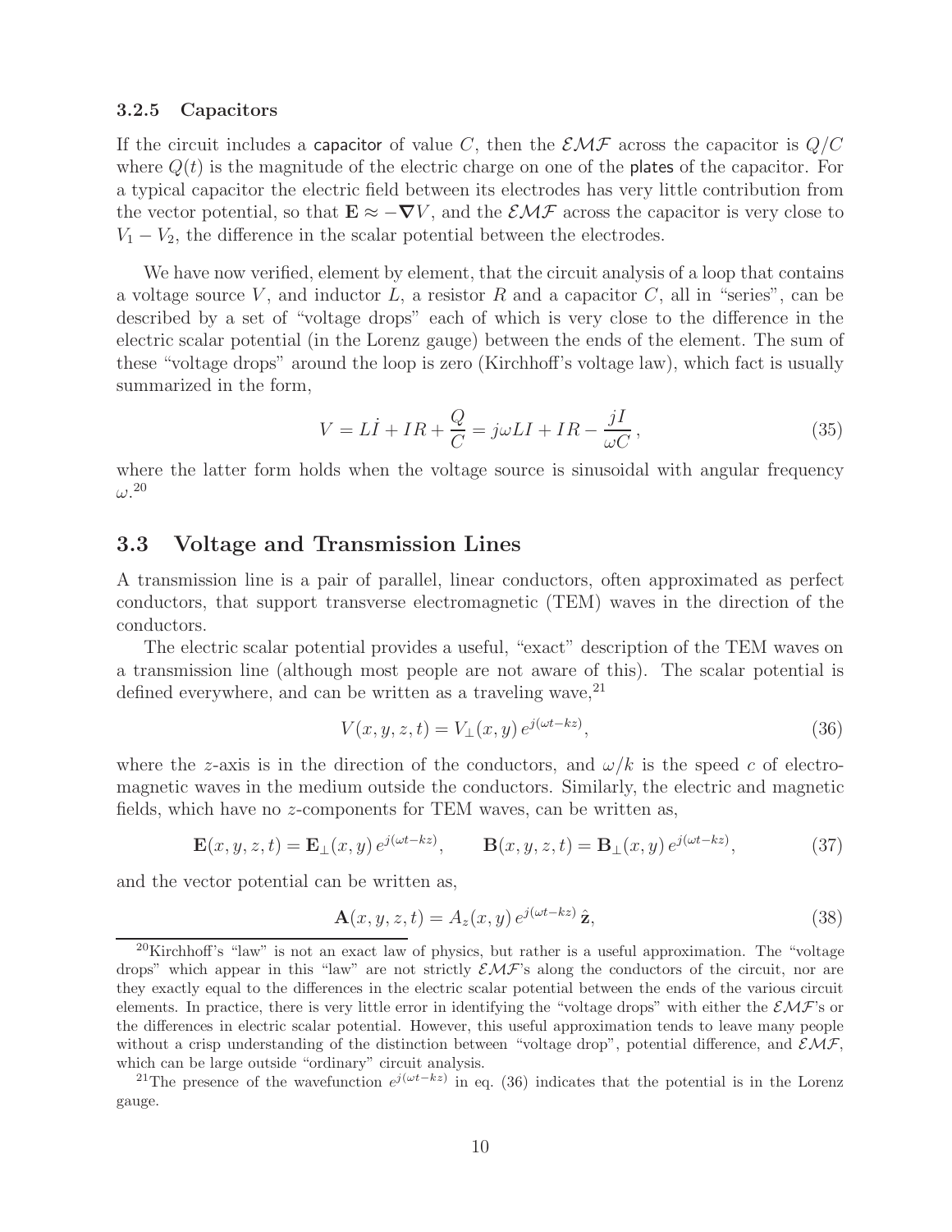### 3.2.5 Capacitors

If the circuit includes a capacitor of value $C$, then the $\mathcal{EMF}$ across the capacitor is $Q/C$ where $Q(t)$ is the magnitude of the electric charge on one of the plates of the capacitor. For a typical capacitor the electric field between its electrodes has very little contribution from the vector potential, so that $\mathbf{E} \approx -\boldsymbol{\nabla} V$, and the $\mathcal{EMF}$ across the capacitor is very close to $V_1 - V_2$, the difference in the scalar potential between the electrodes.

We have now verified, element by element, that the circuit analysis of a loop that contains a voltage source $V$, and inductor $L$, a resistor $R$ and a capacitor $C$, all in "series", can be described by a set of "voltage drops" each of which is very close to the difference in the electric scalar potential (in the Lorenz gauge) between the ends of the element. The sum of these "voltage drops" around the loop is zero (Kirchhoff's voltage law), which fact is usually summarized in the form,

$$V = L\dot{I} + IR + \frac{Q}{C} = j\omega LI + IR - \frac{jI}{\omega C}\,, \tag{35}$$

where the latter form holds when the voltage source is sinusoidal with angular frequency $\omega$.[20]

## 3.3 Voltage and Transmission Lines

A transmission line is a pair of parallel, linear conductors, often approximated as perfect conductors, that support transverse electromagnetic (TEM) waves in the direction of the conductors.

The electric scalar potential provides a useful, "exact" description of the TEM waves on a transmission line (although most people are not aware of this). The scalar potential is defined everywhere, and can be written as a traveling wave,[21]

$$V(x, y, z, t) = V_\perp(x, y)\, e^{j(\omega t - kz)}, \tag{36}$$

where the $z$-axis is in the direction of the conductors, and $\omega/k$ is the speed $c$ of electromagnetic waves in the medium outside the conductors. Similarly, the electric and magnetic fields, which have no $z$-components for TEM waves, can be written as,

$$\mathbf{E}(x, y, z, t) = \mathbf{E}_\perp(x, y)\, e^{j(\omega t - kz)}, \qquad \mathbf{B}(x, y, z, t) = \mathbf{B}_\perp(x, y)\, e^{j(\omega t - kz)}, \tag{37}$$

and the vector potential can be written as,

$$\mathbf{A}(x, y, z, t) = A_z(x, y)\, e^{j(\omega t - kz)}\, \hat{\mathbf{z}}, \tag{38}$$

[20] Kirchhoff's "law" is not an exact law of physics, but rather is a useful approximation. The "voltage drops" which appear in this "law" are not strictly $\mathcal{EMF}$'s along the conductors of the circuit, nor are they exactly equal to the differences in the electric scalar potential between the ends of the various circuit elements. In practice, there is very little error in identifying the "voltage drops" with either the $\mathcal{EMF}$'s or the differences in electric scalar potential. However, this useful approximation tends to leave many people without a crisp understanding of the distinction between "voltage drop", potential difference, and $\mathcal{EMF}$, which can be large outside "ordinary" circuit analysis.

[21] The presence of the wavefunction $e^{j(\omega t - kz)}$ in eq. (36) indicates that the potential is in the Lorenz gauge.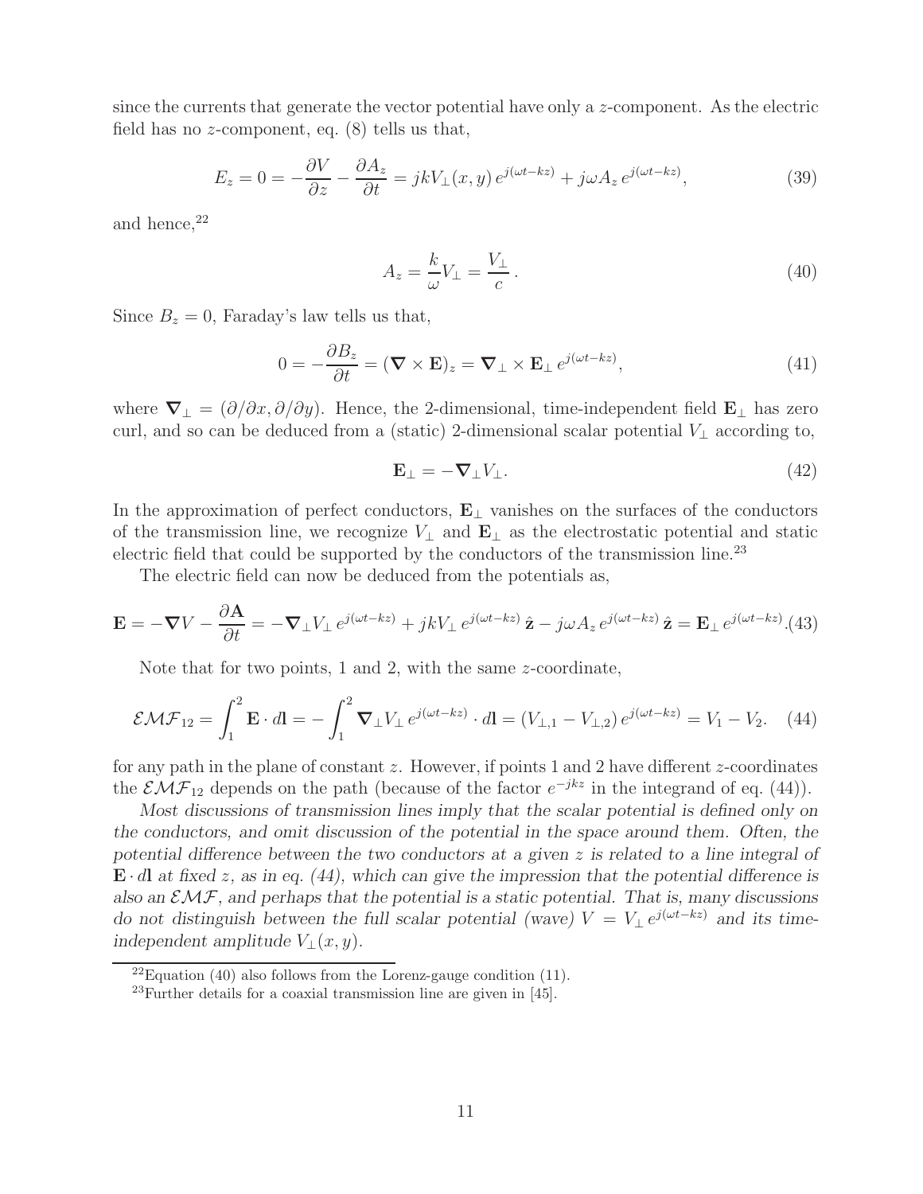since the currents that generate the vector potential have only a $z$-component. As the electric field has no $z$-component, eq. (8) tells us that,

$$E_z = 0 = -\frac{\partial V}{\partial z} - \frac{\partial A_z}{\partial t} = jkV_\perp(x,y)\, e^{j(\omega t - kz)} + j\omega A_z\, e^{j(\omega t - kz)}, \tag{39}$$

and hence,[22]

$$A_z = \frac{k}{\omega} V_\perp = \frac{V_\perp}{c}\,. \tag{40}$$

Since $B_z = 0$, Faraday's law tells us that,

$$0 = -\frac{\partial B_z}{\partial t} = (\boldsymbol{\nabla} \times \mathbf{E})_z = \boldsymbol{\nabla}_\perp \times \mathbf{E}_\perp\, e^{j(\omega t - kz)}, \tag{41}$$

where $\boldsymbol{\nabla}_\perp = (\partial/\partial x, \partial/\partial y)$. Hence, the 2-dimensional, time-independent field $\mathbf{E}_\perp$ has zero curl, and so can be deduced from a (static) 2-dimensional scalar potential $V_\perp$ according to,

$$\mathbf{E}_\perp = -\boldsymbol{\nabla}_\perp V_\perp. \tag{42}$$

In the approximation of perfect conductors, $\mathbf{E}_\perp$ vanishes on the surfaces of the conductors of the transmission line, we recognize $V_\perp$ and $\mathbf{E}_\perp$ as the electrostatic potential and static electric field that could be supported by the conductors of the transmission line.[23]

The electric field can now be deduced from the potentials as,

$$\mathbf{E} = -\boldsymbol{\nabla} V - \frac{\partial \mathbf{A}}{\partial t} = -\boldsymbol{\nabla}_\perp V_\perp\, e^{j(\omega t - kz)} + jkV_\perp\, e^{j(\omega t - kz)}\,\hat{\mathbf{z}} - j\omega A_z\, e^{j(\omega t - kz)}\,\hat{\mathbf{z}} = \mathbf{E}_\perp\, e^{j(\omega t - kz)}. \tag{43}$$

Note that for two points, 1 and 2, with the same $z$-coordinate,

$$\mathcal{EMF}_{12} = \int_1^2 \mathbf{E} \cdot d\mathbf{l} = -\int_1^2 \boldsymbol{\nabla}_\perp V_\perp\, e^{j(\omega t - kz)} \cdot d\mathbf{l} = (V_{\perp,1} - V_{\perp,2})\, e^{j(\omega t - kz)} = V_1 - V_2. \tag{44}$$

for any path in the plane of constant $z$. However, if points 1 and 2 have different $z$-coordinates the $\mathcal{EMF}_{12}$ depends on the path (because of the factor $e^{-jkz}$ in the integrand of eq. (44)).

*Most discussions of transmission lines imply that the scalar potential is defined only on the conductors, and omit discussion of the potential in the space around them. Often, the potential difference between the two conductors at a given $z$ is related to a line integral of $\mathbf{E} \cdot d\mathbf{l}$ at fixed $z$, as in eq. (44), which can give the impression that the potential difference is also an $\mathcal{EMF}$, and perhaps that the potential is a static potential. That is, many discussions do not distinguish between the full scalar potential (wave) $V = V_\perp\, e^{j(\omega t - kz)}$ and its time-independent amplitude $V_\perp(x,y)$.*

[22] Equation (40) also follows from the Lorenz-gauge condition (11).

[23] Further details for a coaxial transmission line are given in [45].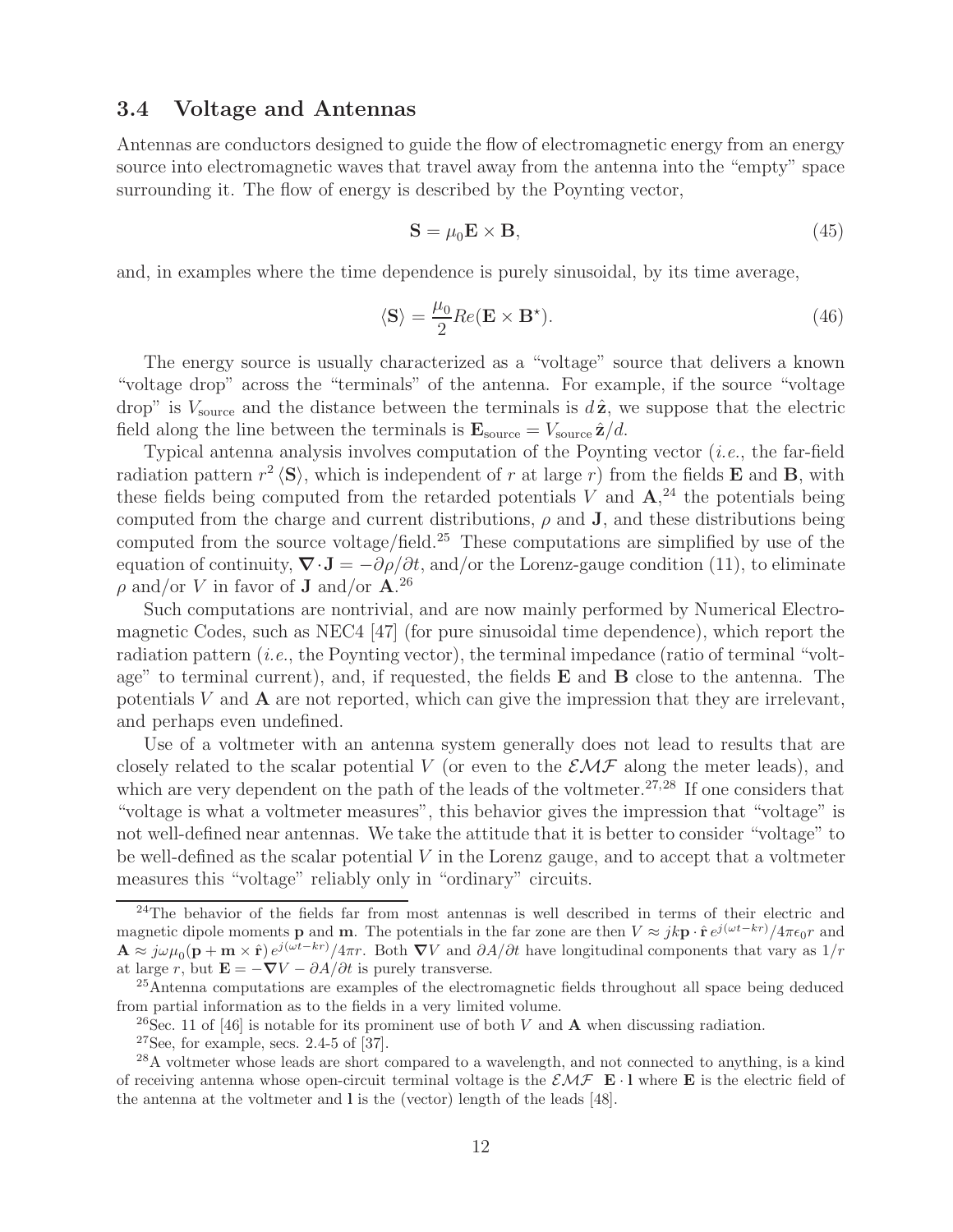### 3.4 Voltage and Antennas

Antennas are conductors designed to guide the flow of electromagnetic energy from an energy source into electromagnetic waves that travel away from the antenna into the "empty" space surrounding it. The flow of energy is described by the Poynting vector,

$$\mathbf{S} = \mu_0 \mathbf{E} \times \mathbf{B}, \tag{45}$$

and, in examples where the time dependence is purely sinusoidal, by its time average,

$$\langle \mathbf{S} \rangle = \frac{\mu_0}{2} Re(\mathbf{E} \times \mathbf{B}^\star). \tag{46}$$

The energy source is usually characterized as a "voltage" source that delivers a known "voltage drop" across the "terminals" of the antenna. For example, if the source "voltage drop" is $V_{\rm source}$ and the distance between the terminals is $d\,\hat{\mathbf{z}}$, we suppose that the electric field along the line between the terminals is $\mathbf{E}_{\rm source} = V_{\rm source}\,\hat{\mathbf{z}}/d$.

Typical antenna analysis involves computation of the Poynting vector (*i.e.*, the far-field radiation pattern $r^2 \langle \mathbf{S} \rangle$, which is independent of $r$ at large $r$) from the fields $\mathbf{E}$ and $\mathbf{B}$, with these fields being computed from the retarded potentials $V$ and $\mathbf{A}$,[24] the potentials being computed from the charge and current distributions, $\rho$ and $\mathbf{J}$, and these distributions being computed from the source voltage/field.[25] These computations are simplified by use of the equation of continuity, $\boldsymbol{\nabla} \cdot \mathbf{J} = -\partial\rho/\partial t$, and/or the Lorenz-gauge condition (11), to eliminate $\rho$ and/or $V$ in favor of $\mathbf{J}$ and/or $\mathbf{A}$.[26]

Such computations are nontrivial, and are now mainly performed by Numerical Electromagnetic Codes, such as NEC4 [47] (for pure sinusoidal time dependence), which report the radiation pattern (*i.e.*, the Poynting vector), the terminal impedance (ratio of terminal "voltage" to terminal current), and, if requested, the fields $\mathbf{E}$ and $\mathbf{B}$ close to the antenna. The potentials $V$ and $\mathbf{A}$ are not reported, which can give the impression that they are irrelevant, and perhaps even undefined.

Use of a voltmeter with an antenna system generally does not lead to results that are closely related to the scalar potential $V$ (or even to the $\mathcal{EMF}$ along the meter leads), and which are very dependent on the path of the leads of the voltmeter.[27,28] If one considers that "voltage is what a voltmeter measures", this behavior gives the impression that "voltage" is not well-defined near antennas. We take the attitude that it is better to consider "voltage" to be well-defined as the scalar potential $V$ in the Lorenz gauge, and to accept that a voltmeter measures this "voltage" reliably only in "ordinary" circuits.

---

[24] The behavior of the fields far from most antennas is well described in terms of their electric and magnetic dipole moments $\mathbf{p}$ and $\mathbf{m}$. The potentials in the far zone are then $V \approx jk\mathbf{p} \cdot \hat{\mathbf{r}}\, e^{j(\omega t - kr)}/4\pi\epsilon_0 r$ and $\mathbf{A} \approx j\omega\mu_0(\mathbf{p} + \mathbf{m} \times \hat{\mathbf{r}})\, e^{j(\omega t - kr)}/4\pi r$. Both $\boldsymbol{\nabla} V$ and $\partial A/\partial t$ have longitudinal components that vary as $1/r$ at large $r$, but $\mathbf{E} = -\boldsymbol{\nabla} V - \partial A/\partial t$ is purely transverse.

[25] Antenna computations are examples of the electromagnetic fields throughout all space being deduced from partial information as to the fields in a very limited volume.

[26] Sec. 11 of [46] is notable for its prominent use of both $V$ and $\mathbf{A}$ when discussing radiation.

[27] See, for example, secs. 2.4-5 of [37].

[28] A voltmeter whose leads are short compared to a wavelength, and not connected to anything, is a kind of receiving antenna whose open-circuit terminal voltage is the $\mathcal{EMF}$ $\mathbf{E} \cdot \mathbf{l}$ where $\mathbf{E}$ is the electric field of the antenna at the voltmeter and $\mathbf{l}$ is the (vector) length of the leads [48].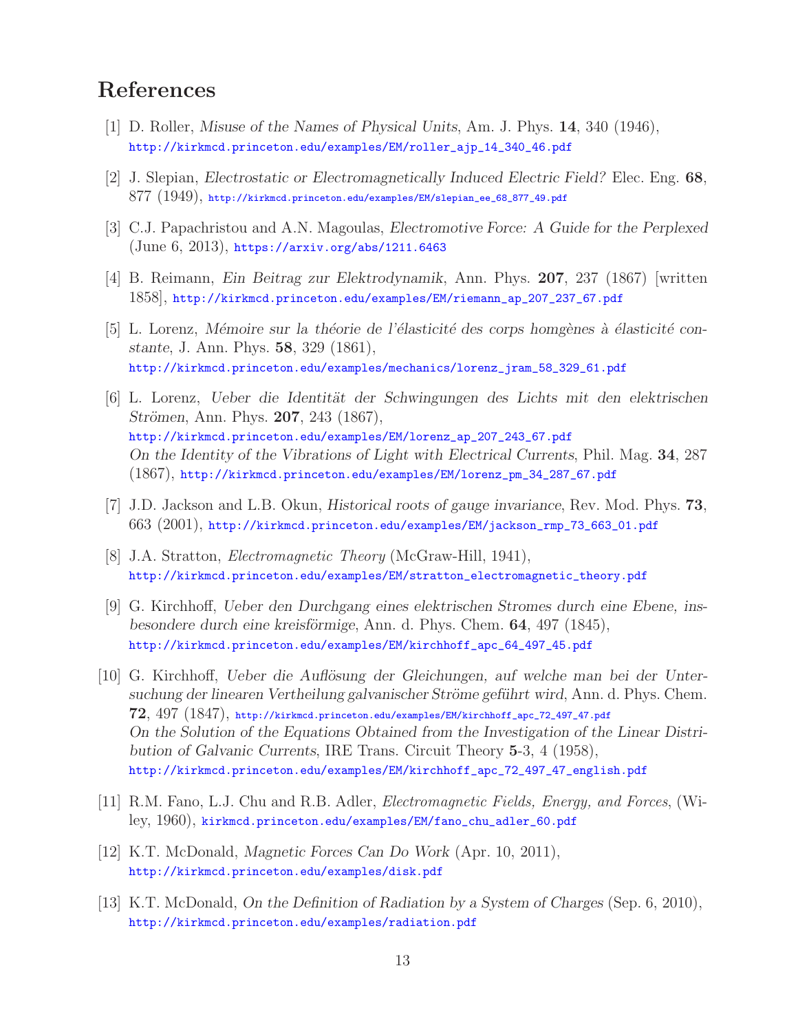# References

[1] D. Roller, *Misuse of the Names of Physical Units*, Am. J. Phys. **14**, 340 (1946), http://kirkmcd.princeton.edu/examples/EM/roller_ajp_14_340_46.pdf

[2] J. Slepian, *Electrostatic or Electromagnetically Induced Electric Field?* Elec. Eng. **68**, 877 (1949), http://kirkmcd.princeton.edu/examples/EM/slepian_ee_68_877_49.pdf

[3] C.J. Papachristou and A.N. Magoulas, *Electromotive Force: A Guide for the Perplexed* (June 6, 2013), https://arxiv.org/abs/1211.6463

[4] B. Reimann, *Ein Beitrag zur Elektrodynamik*, Ann. Phys. **207**, 237 (1867) [written 1858], http://kirkmcd.princeton.edu/examples/EM/riemann_ap_207_237_67.pdf

[5] L. Lorenz, *Mémoire sur la théorie de l'élasticité des corps homgènes à élasticité constante*, J. Ann. Phys. **58**, 329 (1861), http://kirkmcd.princeton.edu/examples/mechanics/lorenz_jram_58_329_61.pdf

[6] L. Lorenz, *Ueber die Identität der Schwingungen des Lichts mit den elektrischen Strömen*, Ann. Phys. **207**, 243 (1867), http://kirkmcd.princeton.edu/examples/EM/lorenz_ap_207_243_67.pdf
*On the Identity of the Vibrations of Light with Electrical Currents*, Phil. Mag. **34**, 287 (1867), http://kirkmcd.princeton.edu/examples/EM/lorenz_pm_34_287_67.pdf

[7] J.D. Jackson and L.B. Okun, *Historical roots of gauge invariance*, Rev. Mod. Phys. **73**, 663 (2001), http://kirkmcd.princeton.edu/examples/EM/jackson_rmp_73_663_01.pdf

[8] J.A. Stratton, *Electromagnetic Theory* (McGraw-Hill, 1941), http://kirkmcd.princeton.edu/examples/EM/stratton_electromagnetic_theory.pdf

[9] G. Kirchhoff, *Ueber den Durchgang eines elektrischen Stromes durch eine Ebene, insbesondere durch eine kreisförmige*, Ann. d. Phys. Chem. **64**, 497 (1845), http://kirkmcd.princeton.edu/examples/EM/kirchhoff_apc_64_497_45.pdf

[10] G. Kirchhoff, *Ueber die Auflösung der Gleichungen, auf welche man bei der Untersuchung der linearen Vertheilung galvanischer Ströme geführt wird*, Ann. d. Phys. Chem. **72**, 497 (1847), http://kirkmcd.princeton.edu/examples/EM/kirchhoff_apc_72_497_47.pdf
*On the Solution of the Equations Obtained from the Investigation of the Linear Distribution of Galvanic Currents*, IRE Trans. Circuit Theory **5**-3, 4 (1958), http://kirkmcd.princeton.edu/examples/EM/kirchhoff_apc_72_497_47_english.pdf

[11] R.M. Fano, L.J. Chu and R.B. Adler, *Electromagnetic Fields, Energy, and Forces*, (Wiley, 1960), kirkmcd.princeton.edu/examples/EM/fano_chu_adler_60.pdf

[12] K.T. McDonald, *Magnetic Forces Can Do Work* (Apr. 10, 2011), http://kirkmcd.princeton.edu/examples/disk.pdf

[13] K.T. McDonald, *On the Definition of Radiation by a System of Charges* (Sep. 6, 2010), http://kirkmcd.princeton.edu/examples/radiation.pdf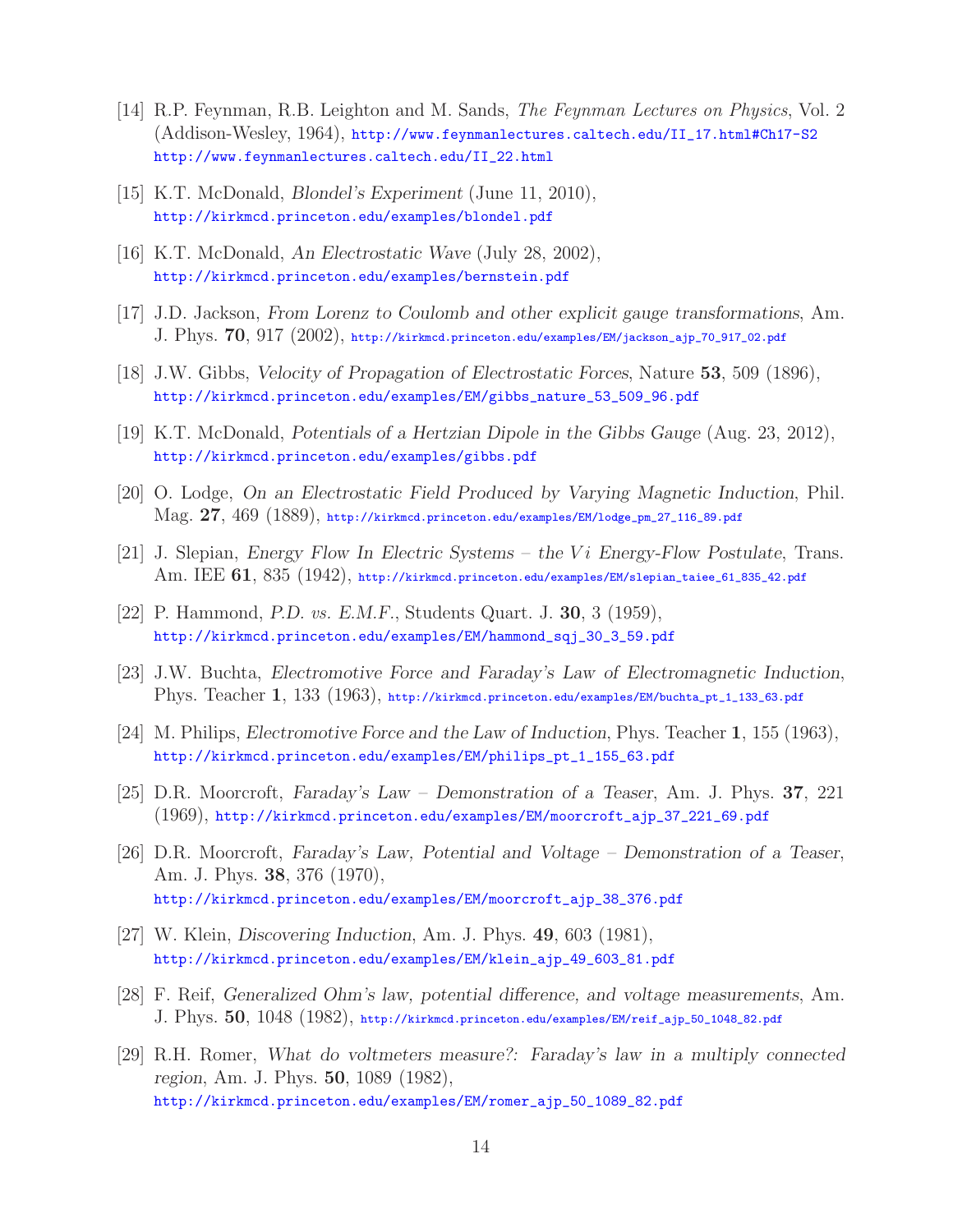[14] R.P. Feynman, R.B. Leighton and M. Sands, *The Feynman Lectures on Physics*, Vol. 2 (Addison-Wesley, 1964), http://www.feynmanlectures.caltech.edu/II_17.html#Ch17-S2 http://www.feynmanlectures.caltech.edu/II_22.html

[15] K.T. McDonald, *Blondel's Experiment* (June 11, 2010), http://kirkmcd.princeton.edu/examples/blondel.pdf

[16] K.T. McDonald, *An Electrostatic Wave* (July 28, 2002), http://kirkmcd.princeton.edu/examples/bernstein.pdf

[17] J.D. Jackson, *From Lorenz to Coulomb and other explicit gauge transformations*, Am. J. Phys. **70**, 917 (2002), http://kirkmcd.princeton.edu/examples/EM/jackson_ajp_70_917_02.pdf

[18] J.W. Gibbs, *Velocity of Propagation of Electrostatic Forces*, Nature **53**, 509 (1896), http://kirkmcd.princeton.edu/examples/EM/gibbs_nature_53_509_96.pdf

[19] K.T. McDonald, *Potentials of a Hertzian Dipole in the Gibbs Gauge* (Aug. 23, 2012), http://kirkmcd.princeton.edu/examples/gibbs.pdf

[20] O. Lodge, *On an Electrostatic Field Produced by Varying Magnetic Induction*, Phil. Mag. **27**, 469 (1889), http://kirkmcd.princeton.edu/examples/EM/lodge_pm_27_116_89.pdf

[21] J. Slepian, *Energy Flow In Electric Systems – the $Vi$ Energy-Flow Postulate*, Trans. Am. IEE **61**, 835 (1942), http://kirkmcd.princeton.edu/examples/EM/slepian_taiee_61_835_42.pdf

[22] P. Hammond, *P.D. vs. E.M.F.*, Students Quart. J. **30**, 3 (1959), http://kirkmcd.princeton.edu/examples/EM/hammond_sqj_30_3_59.pdf

[23] J.W. Buchta, *Electromotive Force and Faraday's Law of Electromagnetic Induction*, Phys. Teacher **1**, 133 (1963), http://kirkmcd.princeton.edu/examples/EM/buchta_pt_1_133_63.pdf

[24] M. Philips, *Electromotive Force and the Law of Induction*, Phys. Teacher **1**, 155 (1963), http://kirkmcd.princeton.edu/examples/EM/philips_pt_1_155_63.pdf

[25] D.R. Moorcroft, *Faraday's Law – Demonstration of a Teaser*, Am. J. Phys. **37**, 221 (1969), http://kirkmcd.princeton.edu/examples/EM/moorcroft_ajp_37_221_69.pdf

[26] D.R. Moorcroft, *Faraday's Law, Potential and Voltage – Demonstration of a Teaser*, Am. J. Phys. **38**, 376 (1970), http://kirkmcd.princeton.edu/examples/EM/moorcroft_ajp_38_376.pdf

[27] W. Klein, *Discovering Induction*, Am. J. Phys. **49**, 603 (1981), http://kirkmcd.princeton.edu/examples/EM/klein_ajp_49_603_81.pdf

[28] F. Reif, *Generalized Ohm's law, potential difference, and voltage measurements*, Am. J. Phys. **50**, 1048 (1982), http://kirkmcd.princeton.edu/examples/EM/reif_ajp_50_1048_82.pdf

[29] R.H. Romer, *What do voltmeters measure?: Faraday's law in a multiply connected region*, Am. J. Phys. **50**, 1089 (1982), http://kirkmcd.princeton.edu/examples/EM/romer_ajp_50_1089_82.pdf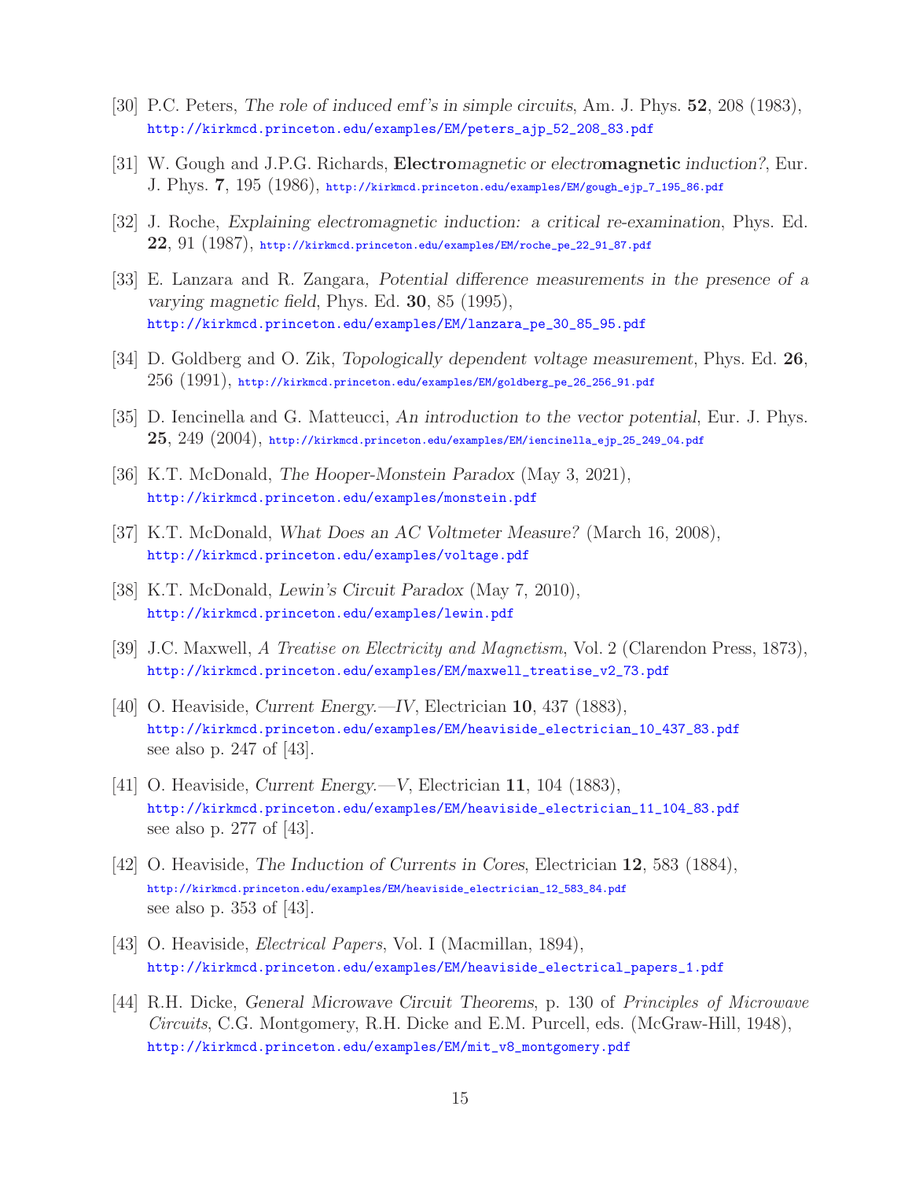[30] P.C. Peters, *The role of induced emf's in simple circuits*, Am. J. Phys. **52**, 208 (1983), http://kirkmcd.princeton.edu/examples/EM/peters_ajp_52_208_83.pdf

[31] W. Gough and J.P.G. Richards, ***Electro**magnetic or electro**magnetic** induction?*, Eur. J. Phys. **7**, 195 (1986), http://kirkmcd.princeton.edu/examples/EM/gough_ejp_7_195_86.pdf

[32] J. Roche, *Explaining electromagnetic induction: a critical re-examination*, Phys. Ed. **22**, 91 (1987), http://kirkmcd.princeton.edu/examples/EM/roche_pe_22_91_87.pdf

[33] E. Lanzara and R. Zangara, *Potential difference measurements in the presence of a varying magnetic field*, Phys. Ed. **30**, 85 (1995), http://kirkmcd.princeton.edu/examples/EM/lanzara_pe_30_85_95.pdf

[34] D. Goldberg and O. Zik, *Topologically dependent voltage measurement*, Phys. Ed. **26**, 256 (1991), http://kirkmcd.princeton.edu/examples/EM/goldberg_pe_26_256_91.pdf

[35] D. Iencinella and G. Matteucci, *An introduction to the vector potential*, Eur. J. Phys. **25**, 249 (2004), http://kirkmcd.princeton.edu/examples/EM/iencinella_ejp_25_249_04.pdf

[36] K.T. McDonald, *The Hooper-Monstein Paradox* (May 3, 2021), http://kirkmcd.princeton.edu/examples/monstein.pdf

[37] K.T. McDonald, *What Does an AC Voltmeter Measure?* (March 16, 2008), http://kirkmcd.princeton.edu/examples/voltage.pdf

[38] K.T. McDonald, *Lewin's Circuit Paradox* (May 7, 2010), http://kirkmcd.princeton.edu/examples/lewin.pdf

[39] J.C. Maxwell, *A Treatise on Electricity and Magnetism*, Vol. 2 (Clarendon Press, 1873), http://kirkmcd.princeton.edu/examples/EM/maxwell_treatise_v2_73.pdf

[40] O. Heaviside, *Current Energy.—IV*, Electrician **10**, 437 (1883), http://kirkmcd.princeton.edu/examples/EM/heaviside_electrician_10_437_83.pdf see also p. 247 of [43].

[41] O. Heaviside, *Current Energy.—V*, Electrician **11**, 104 (1883), http://kirkmcd.princeton.edu/examples/EM/heaviside_electrician_11_104_83.pdf see also p. 277 of [43].

[42] O. Heaviside, *The Induction of Currents in Cores*, Electrician **12**, 583 (1884), http://kirkmcd.princeton.edu/examples/EM/heaviside_electrician_12_583_84.pdf see also p. 353 of [43].

[43] O. Heaviside, *Electrical Papers*, Vol. I (Macmillan, 1894), http://kirkmcd.princeton.edu/examples/EM/heaviside_electrical_papers_1.pdf

[44] R.H. Dicke, *General Microwave Circuit Theorems*, p. 130 of *Principles of Microwave Circuits*, C.G. Montgomery, R.H. Dicke and E.M. Purcell, eds. (McGraw-Hill, 1948), http://kirkmcd.princeton.edu/examples/EM/mit_v8_montgomery.pdf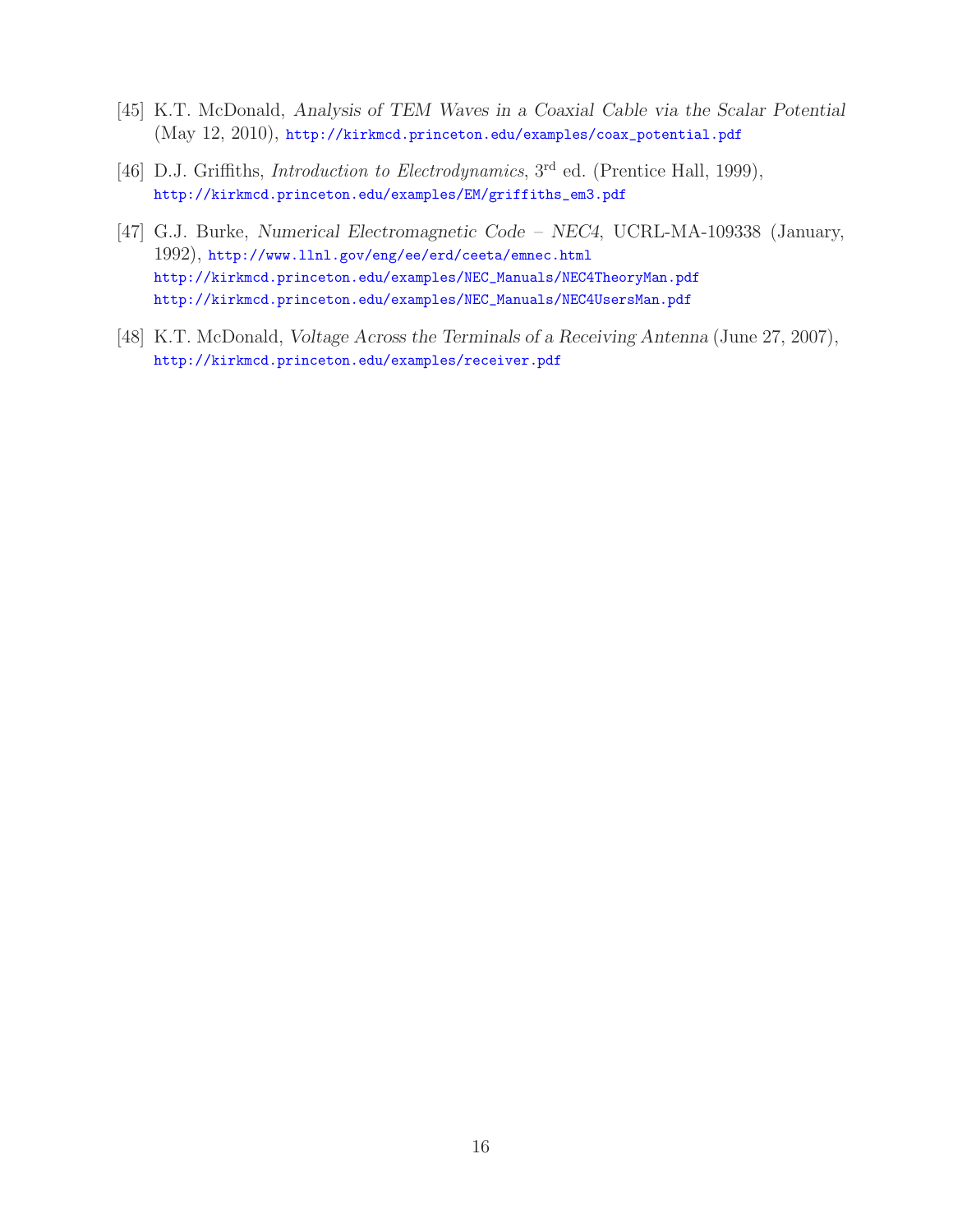[45] K.T. McDonald, *Analysis of TEM Waves in a Coaxial Cable via the Scalar Potential* (May 12, 2010), http://kirkmcd.princeton.edu/examples/coax_potential.pdf

[46] D.J. Griffiths, *Introduction to Electrodynamics*, 3rd ed. (Prentice Hall, 1999), http://kirkmcd.princeton.edu/examples/EM/griffiths_em3.pdf

[47] G.J. Burke, *Numerical Electromagnetic Code – NEC4*, UCRL-MA-109338 (January, 1992), http://www.llnl.gov/eng/ee/erd/ceeta/emnec.html
http://kirkmcd.princeton.edu/examples/NEC_Manuals/NEC4TheoryMan.pdf
http://kirkmcd.princeton.edu/examples/NEC_Manuals/NEC4UsersMan.pdf

[48] K.T. McDonald, *Voltage Across the Terminals of a Receiving Antenna* (June 27, 2007), http://kirkmcd.princeton.edu/examples/receiver.pdf